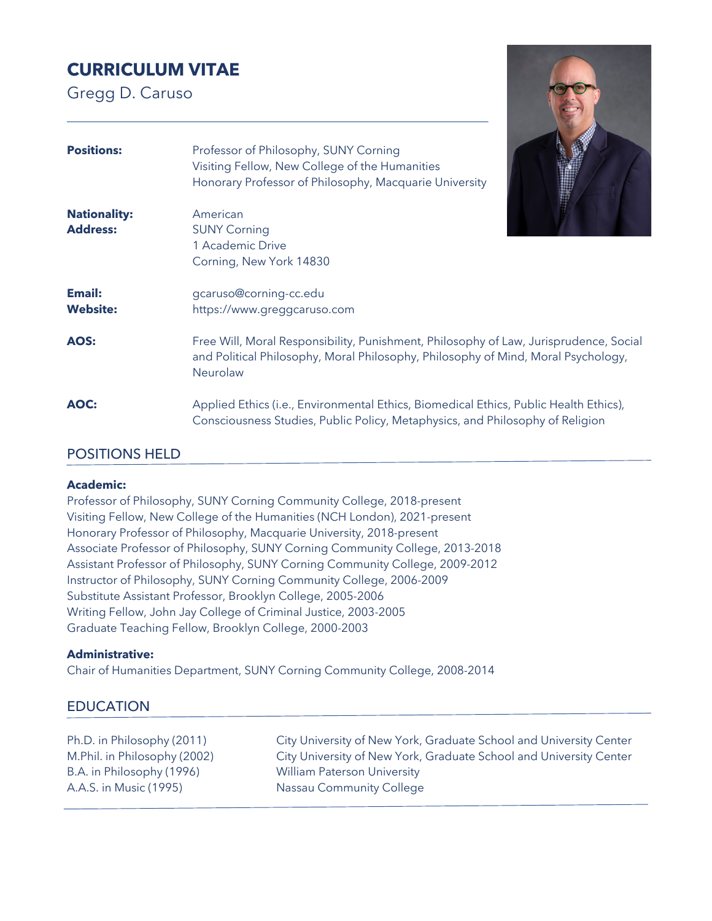# CURRICULUM VITAE

Gregg D. Caruso

---

**Positions:** Professor of Philosophy, SUNY Corning
Visiting Fellow, New College of the Humanities
Honorary Professor of Philosophy, Macquarie University

**Nationality:** American

**Address:** SUNY Corning
1 Academic Drive
Corning, New York 14830

**Email:** gcaruso@corning-cc.edu

**Website:** https://www.greggcaruso.com

**AOS:** Free Will, Moral Responsibility, Punishment, Philosophy of Law, Jurisprudence, Social and Political Philosophy, Moral Philosophy, Philosophy of Mind, Moral Psychology, Neurolaw

**AOC:** Applied Ethics (i.e., Environmental Ethics, Biomedical Ethics, Public Health Ethics), Consciousness Studies, Public Policy, Metaphysics, and Philosophy of Religion

## POSITIONS HELD

**Academic:**

Professor of Philosophy, SUNY Corning Community College, 2018-present
Visiting Fellow, New College of the Humanities (NCH London), 2021-present
Honorary Professor of Philosophy, Macquarie University, 2018-present
Associate Professor of Philosophy, SUNY Corning Community College, 2013-2018
Assistant Professor of Philosophy, SUNY Corning Community College, 2009-2012
Instructor of Philosophy, SUNY Corning Community College, 2006-2009
Substitute Assistant Professor, Brooklyn College, 2005-2006
Writing Fellow, John Jay College of Criminal Justice, 2003-2005
Graduate Teaching Fellow, Brooklyn College, 2000-2003

**Administrative:**

Chair of Humanities Department, SUNY Corning Community College, 2008-2014

## EDUCATION

| | |
|---|---|
| Ph.D. in Philosophy (2011) | City University of New York, Graduate School and University Center |
| M.Phil. in Philosophy (2002) | City University of New York, Graduate School and University Center |
| B.A. in Philosophy (1996) | William Paterson University |
| A.A.S. in Music (1995) | Nassau Community College |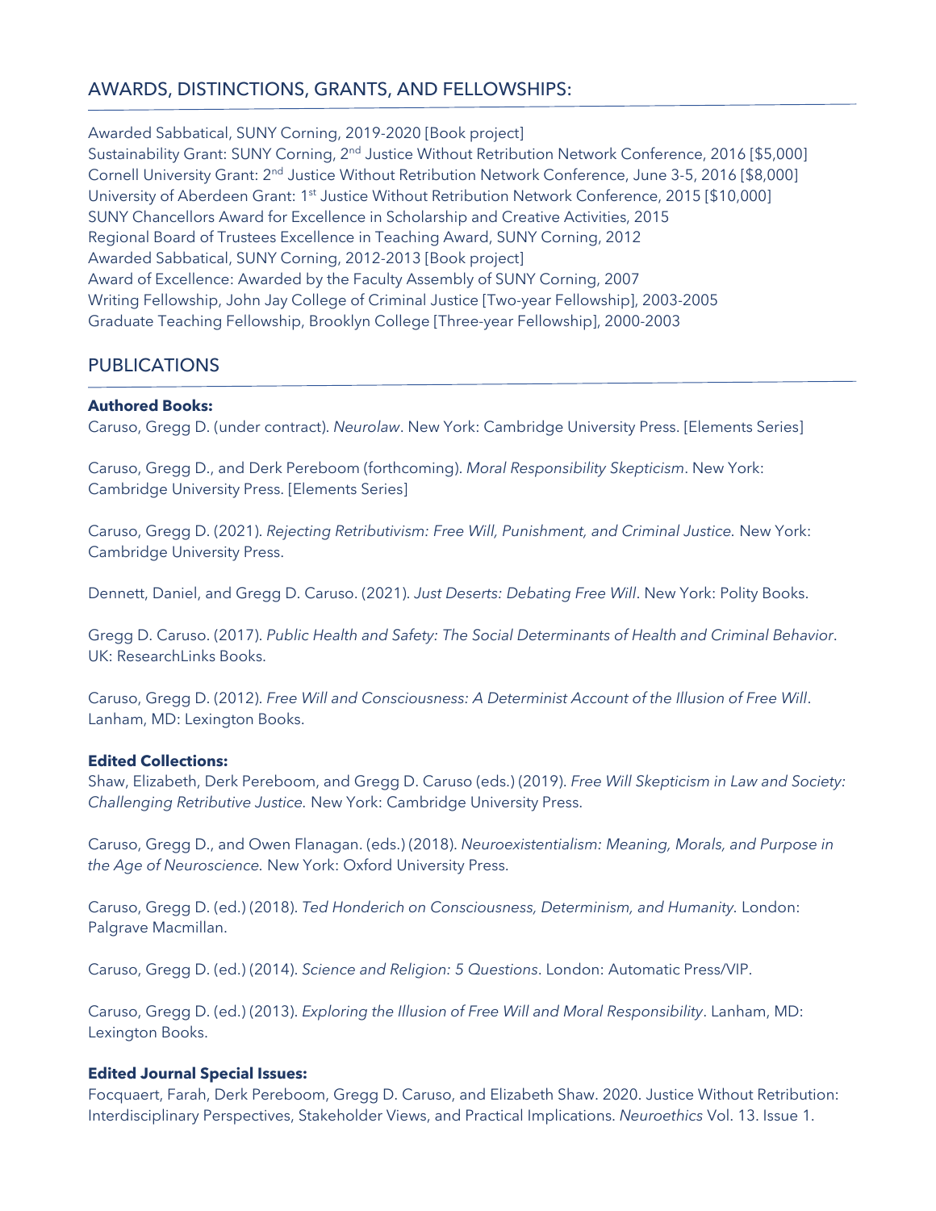## AWARDS, DISTINCTIONS, GRANTS, AND FELLOWSHIPS:

Awarded Sabbatical, SUNY Corning, 2019-2020 [Book project]
Sustainability Grant: SUNY Corning, 2nd Justice Without Retribution Network Conference, 2016 [$5,000]
Cornell University Grant: 2nd Justice Without Retribution Network Conference, June 3-5, 2016 [$8,000]
University of Aberdeen Grant: 1st Justice Without Retribution Network Conference, 2015 [$10,000]
SUNY Chancellors Award for Excellence in Scholarship and Creative Activities, 2015
Regional Board of Trustees Excellence in Teaching Award, SUNY Corning, 2012
Awarded Sabbatical, SUNY Corning, 2012-2013 [Book project]
Award of Excellence: Awarded by the Faculty Assembly of SUNY Corning, 2007
Writing Fellowship, John Jay College of Criminal Justice [Two-year Fellowship], 2003-2005
Graduate Teaching Fellowship, Brooklyn College [Three-year Fellowship], 2000-2003

## PUBLICATIONS

**Authored Books:**

Caruso, Gregg D. (under contract). *Neurolaw*. New York: Cambridge University Press. [Elements Series]

Caruso, Gregg D., and Derk Pereboom (forthcoming). *Moral Responsibility Skepticism*. New York: Cambridge University Press. [Elements Series]

Caruso, Gregg D. (2021). *Rejecting Retributivism: Free Will, Punishment, and Criminal Justice.* New York: Cambridge University Press.

Dennett, Daniel, and Gregg D. Caruso. (2021). *Just Deserts: Debating Free Will*. New York: Polity Books.

Gregg D. Caruso. (2017). *Public Health and Safety: The Social Determinants of Health and Criminal Behavior*. UK: ResearchLinks Books.

Caruso, Gregg D. (2012). *Free Will and Consciousness: A Determinist Account of the Illusion of Free Will*. Lanham, MD: Lexington Books.

**Edited Collections:**

Shaw, Elizabeth, Derk Pereboom, and Gregg D. Caruso (eds.) (2019). *Free Will Skepticism in Law and Society: Challenging Retributive Justice.* New York: Cambridge University Press.

Caruso, Gregg D., and Owen Flanagan. (eds.) (2018). *Neuroexistentialism: Meaning, Morals, and Purpose in the Age of Neuroscience.* New York: Oxford University Press.

Caruso, Gregg D. (ed.) (2018). *Ted Honderich on Consciousness, Determinism, and Humanity.* London: Palgrave Macmillan.

Caruso, Gregg D. (ed.) (2014). *Science and Religion: 5 Questions*. London: Automatic Press/VIP.

Caruso, Gregg D. (ed.) (2013). *Exploring the Illusion of Free Will and Moral Responsibility*. Lanham, MD: Lexington Books.

**Edited Journal Special Issues:**

Focquaert, Farah, Derk Pereboom, Gregg D. Caruso, and Elizabeth Shaw. 2020. Justice Without Retribution: Interdisciplinary Perspectives, Stakeholder Views, and Practical Implications. *Neuroethics* Vol. 13. Issue 1.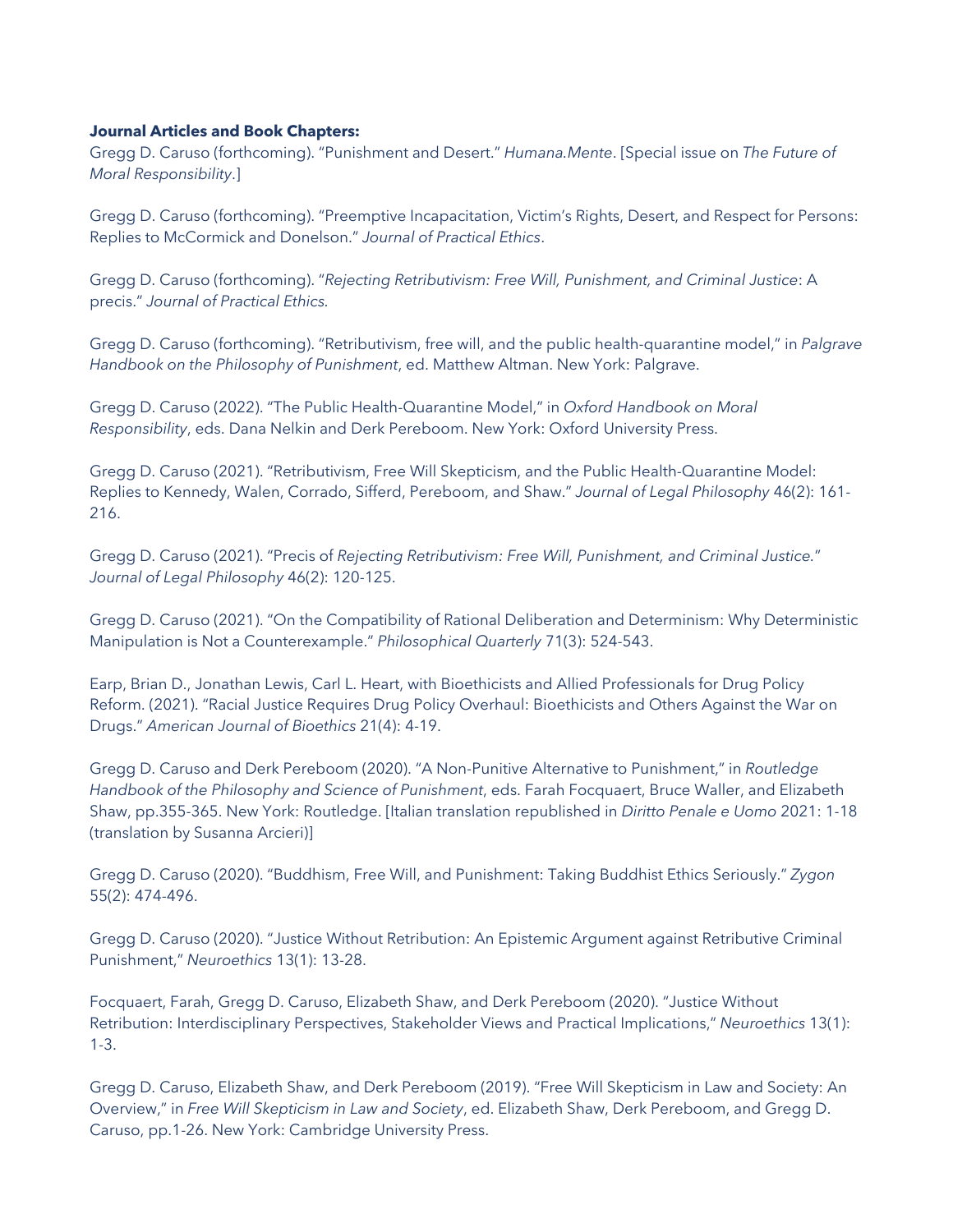**Journal Articles and Book Chapters:**

Gregg D. Caruso (forthcoming). "Punishment and Desert." *Humana.Mente*. [Special issue on *The Future of Moral Responsibility*.]

Gregg D. Caruso (forthcoming). "Preemptive Incapacitation, Victim's Rights, Desert, and Respect for Persons: Replies to McCormick and Donelson." *Journal of Practical Ethics*.

Gregg D. Caruso (forthcoming). "*Rejecting Retributivism: Free Will, Punishment, and Criminal Justice*: A precis." *Journal of Practical Ethics*.

Gregg D. Caruso (forthcoming). "Retributivism, free will, and the public health-quarantine model," in *Palgrave Handbook on the Philosophy of Punishment*, ed. Matthew Altman. New York: Palgrave.

Gregg D. Caruso (2022). "The Public Health-Quarantine Model," in *Oxford Handbook on Moral Responsibility*, eds. Dana Nelkin and Derk Pereboom. New York: Oxford University Press.

Gregg D. Caruso (2021). "Retributivism, Free Will Skepticism, and the Public Health-Quarantine Model: Replies to Kennedy, Walen, Corrado, Sifferd, Pereboom, and Shaw." *Journal of Legal Philosophy* 46(2): 161-216.

Gregg D. Caruso (2021). "Precis of *Rejecting Retributivism: Free Will, Punishment, and Criminal Justice*." *Journal of Legal Philosophy* 46(2): 120-125.

Gregg D. Caruso (2021). "On the Compatibility of Rational Deliberation and Determinism: Why Deterministic Manipulation is Not a Counterexample." *Philosophical Quarterly* 71(3): 524-543.

Earp, Brian D., Jonathan Lewis, Carl L. Heart, with Bioethicists and Allied Professionals for Drug Policy Reform. (2021). "Racial Justice Requires Drug Policy Overhaul: Bioethicists and Others Against the War on Drugs." *American Journal of Bioethics* 21(4): 4-19.

Gregg D. Caruso and Derk Pereboom (2020). "A Non-Punitive Alternative to Punishment," in *Routledge Handbook of the Philosophy and Science of Punishment*, eds. Farah Focquaert, Bruce Waller, and Elizabeth Shaw, pp.355-365. New York: Routledge. [Italian translation republished in *Diritto Penale e Uomo* 2021: 1-18 (translation by Susanna Arcieri)]

Gregg D. Caruso (2020). "Buddhism, Free Will, and Punishment: Taking Buddhist Ethics Seriously." *Zygon* 55(2): 474-496.

Gregg D. Caruso (2020). "Justice Without Retribution: An Epistemic Argument against Retributive Criminal Punishment," *Neuroethics* 13(1): 13-28.

Focquaert, Farah, Gregg D. Caruso, Elizabeth Shaw, and Derk Pereboom (2020). "Justice Without Retribution: Interdisciplinary Perspectives, Stakeholder Views and Practical Implications," *Neuroethics* 13(1): 1-3.

Gregg D. Caruso, Elizabeth Shaw, and Derk Pereboom (2019). "Free Will Skepticism in Law and Society: An Overview," in *Free Will Skepticism in Law and Society*, ed. Elizabeth Shaw, Derk Pereboom, and Gregg D. Caruso, pp.1-26. New York: Cambridge University Press.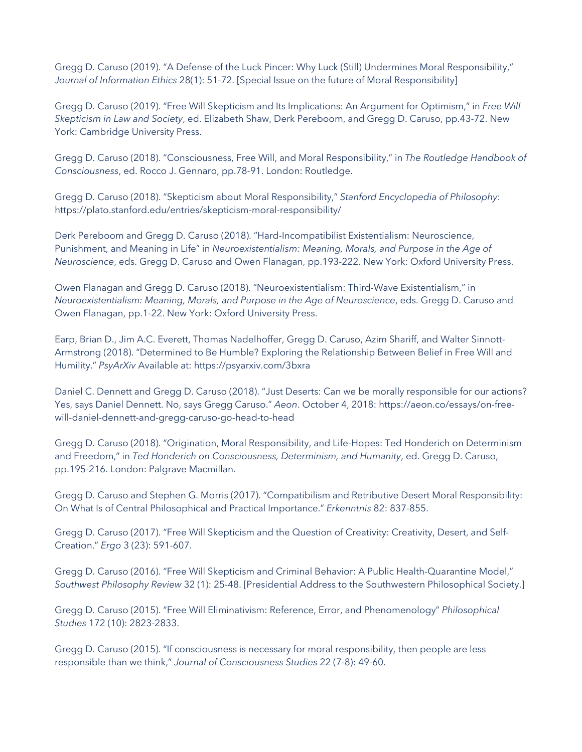Gregg D. Caruso (2019). "A Defense of the Luck Pincer: Why Luck (Still) Undermines Moral Responsibility," *Journal of Information Ethics* 28(1): 51-72. [Special Issue on the future of Moral Responsibility]

Gregg D. Caruso (2019). "Free Will Skepticism and Its Implications: An Argument for Optimism," in *Free Will Skepticism in Law and Society*, ed. Elizabeth Shaw, Derk Pereboom, and Gregg D. Caruso, pp.43-72. New York: Cambridge University Press.

Gregg D. Caruso (2018). "Consciousness, Free Will, and Moral Responsibility," in *The Routledge Handbook of Consciousness*, ed. Rocco J. Gennaro, pp.78-91. London: Routledge.

Gregg D. Caruso (2018). "Skepticism about Moral Responsibility," *Stanford Encyclopedia of Philosophy*: https://plato.stanford.edu/entries/skepticism-moral-responsibility/

Derk Pereboom and Gregg D. Caruso (2018). "Hard-Incompatibilist Existentialism: Neuroscience, Punishment, and Meaning in Life" in *Neuroexistentialism: Meaning, Morals, and Purpose in the Age of Neuroscience*, eds. Gregg D. Caruso and Owen Flanagan, pp.193-222. New York: Oxford University Press.

Owen Flanagan and Gregg D. Caruso (2018). "Neuroexistentialism: Third-Wave Existentialism," in *Neuroexistentialism: Meaning, Morals, and Purpose in the Age of Neuroscience*, eds. Gregg D. Caruso and Owen Flanagan, pp.1-22. New York: Oxford University Press.

Earp, Brian D., Jim A.C. Everett, Thomas Nadelhoffer, Gregg D. Caruso, Azim Shariff, and Walter Sinnott-Armstrong (2018). "Determined to Be Humble? Exploring the Relationship Between Belief in Free Will and Humility." *PsyArXiv* Available at: https://psyarxiv.com/3bxra

Daniel C. Dennett and Gregg D. Caruso (2018). "Just Deserts: Can we be morally responsible for our actions? Yes, says Daniel Dennett. No, says Gregg Caruso." *Aeon*. October 4, 2018: https://aeon.co/essays/on-free-will-daniel-dennett-and-gregg-caruso-go-head-to-head

Gregg D. Caruso (2018). "Origination, Moral Responsibility, and Life-Hopes: Ted Honderich on Determinism and Freedom," in *Ted Honderich on Consciousness, Determinism, and Humanity*, ed. Gregg D. Caruso, pp.195-216. London: Palgrave Macmillan.

Gregg D. Caruso and Stephen G. Morris (2017). "Compatibilism and Retributive Desert Moral Responsibility: On What Is of Central Philosophical and Practical Importance." *Erkenntnis* 82: 837-855.

Gregg D. Caruso (2017). "Free Will Skepticism and the Question of Creativity: Creativity, Desert, and Self-Creation." *Ergo* 3 (23): 591-607.

Gregg D. Caruso (2016). "Free Will Skepticism and Criminal Behavior: A Public Health-Quarantine Model," *Southwest Philosophy Review* 32 (1): 25-48. [Presidential Address to the Southwestern Philosophical Society.]

Gregg D. Caruso (2015). "Free Will Eliminativism: Reference, Error, and Phenomenology" *Philosophical Studies* 172 (10): 2823-2833.

Gregg D. Caruso (2015). "If consciousness is necessary for moral responsibility, then people are less responsible than we think," *Journal of Consciousness Studies* 22 (7-8): 49-60.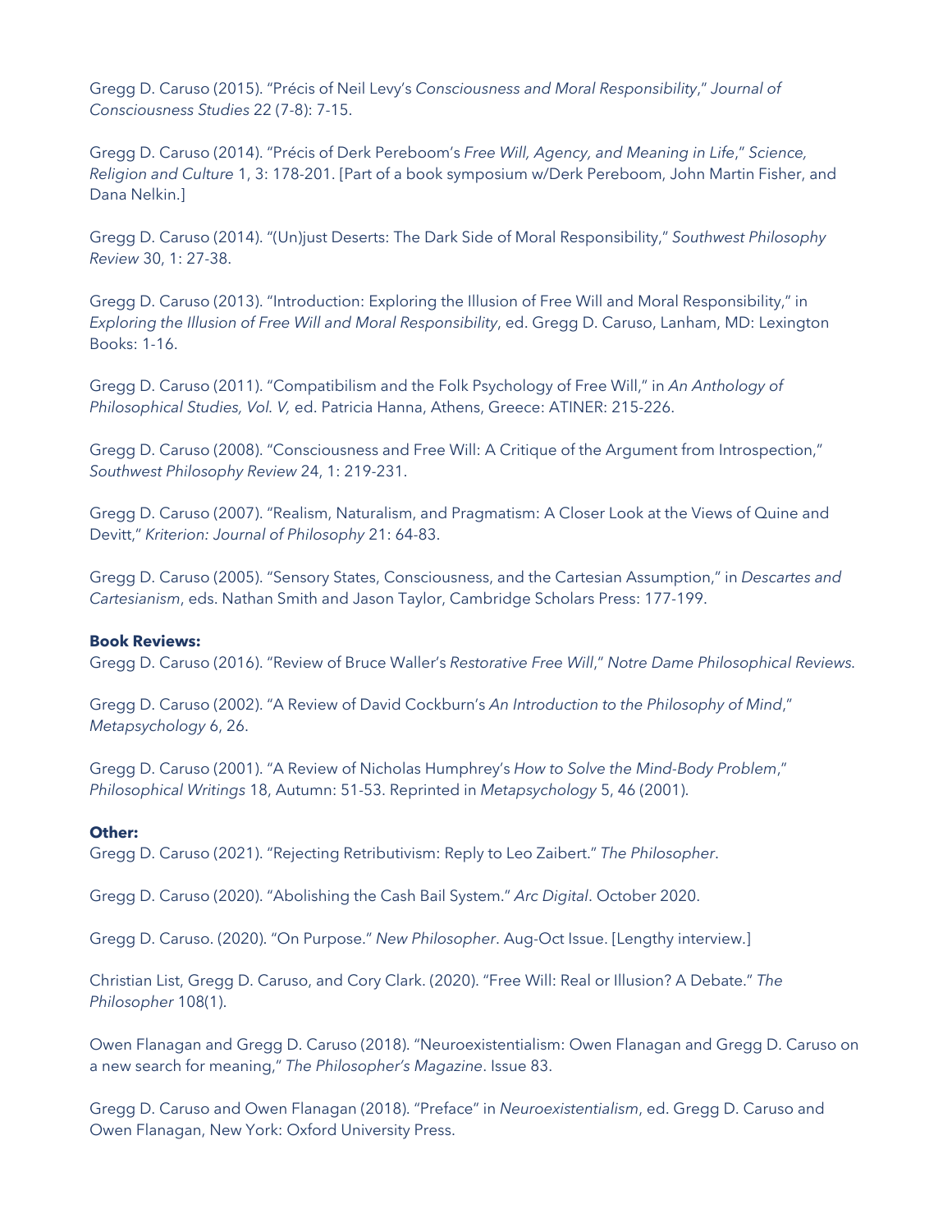Gregg D. Caruso (2015). "Précis of Neil Levy's *Consciousness and Moral Responsibility*," *Journal of Consciousness Studies 22* (7-8): 7-15.

Gregg D. Caruso (2014). "Précis of Derk Pereboom's *Free Will, Agency, and Meaning in Life*," *Science, Religion and Culture* 1, 3: 178-201. [Part of a book symposium w/Derk Pereboom, John Martin Fisher, and Dana Nelkin.]

Gregg D. Caruso (2014). "(Un)just Deserts: The Dark Side of Moral Responsibility," *Southwest Philosophy Review* 30, 1: 27-38.

Gregg D. Caruso (2013). "Introduction: Exploring the Illusion of Free Will and Moral Responsibility," in *Exploring the Illusion of Free Will and Moral Responsibility*, ed. Gregg D. Caruso, Lanham, MD: Lexington Books: 1-16.

Gregg D. Caruso (2011). "Compatibilism and the Folk Psychology of Free Will," in *An Anthology of Philosophical Studies, Vol. V,* ed. Patricia Hanna, Athens, Greece: ATINER: 215-226.

Gregg D. Caruso (2008). "Consciousness and Free Will: A Critique of the Argument from Introspection," *Southwest Philosophy Review* 24, 1: 219-231.

Gregg D. Caruso (2007). "Realism, Naturalism, and Pragmatism: A Closer Look at the Views of Quine and Devitt," *Kriterion: Journal of Philosophy* 21: 64-83.

Gregg D. Caruso (2005). "Sensory States, Consciousness, and the Cartesian Assumption," in *Descartes and Cartesianism*, eds. Nathan Smith and Jason Taylor, Cambridge Scholars Press: 177-199.

**Book Reviews:**

Gregg D. Caruso (2016). "Review of Bruce Waller's *Restorative Free Will*," *Notre Dame Philosophical Reviews.*

Gregg D. Caruso (2002). "A Review of David Cockburn's *An Introduction to the Philosophy of Mind*," *Metapsychology* 6, 26.

Gregg D. Caruso (2001). "A Review of Nicholas Humphrey's *How to Solve the Mind-Body Problem*," *Philosophical Writings* 18, Autumn: 51-53. Reprinted in *Metapsychology* 5, 46 (2001).

**Other:**

Gregg D. Caruso (2021). "Rejecting Retributivism: Reply to Leo Zaibert." *The Philosopher*.

Gregg D. Caruso (2020). "Abolishing the Cash Bail System." *Arc Digital*. October 2020.

Gregg D. Caruso. (2020). "On Purpose." *New Philosopher*. Aug-Oct Issue. [Lengthy interview.]

Christian List, Gregg D. Caruso, and Cory Clark. (2020). "Free Will: Real or Illusion? A Debate." *The Philosopher* 108(1).

Owen Flanagan and Gregg D. Caruso (2018). "Neuroexistentialism: Owen Flanagan and Gregg D. Caruso on a new search for meaning," *The Philosopher's Magazine*. Issue 83.

Gregg D. Caruso and Owen Flanagan (2018). "Preface" in *Neuroexistentialism*, ed. Gregg D. Caruso and Owen Flanagan, New York: Oxford University Press.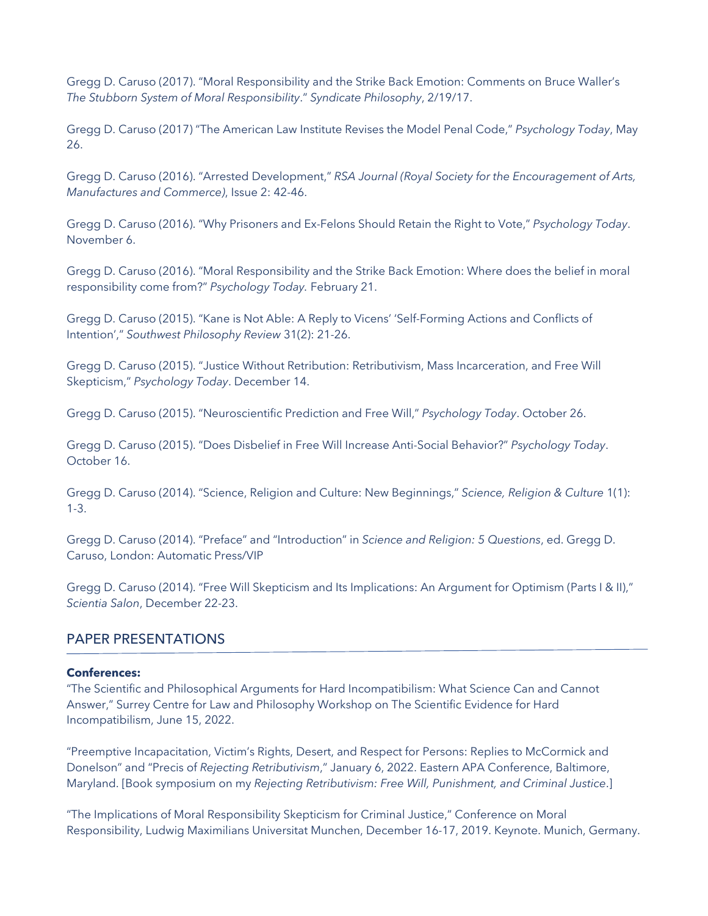Gregg D. Caruso (2017). "Moral Responsibility and the Strike Back Emotion: Comments on Bruce Waller's *The Stubborn System of Moral Responsibility*." *Syndicate Philosophy*, 2/19/17.

Gregg D. Caruso (2017) "The American Law Institute Revises the Model Penal Code," *Psychology Today*, May 26.

Gregg D. Caruso (2016). "Arrested Development," *RSA Journal (Royal Society for the Encouragement of Arts, Manufactures and Commerce)*, Issue 2: 42-46.

Gregg D. Caruso (2016). "Why Prisoners and Ex-Felons Should Retain the Right to Vote," *Psychology Today*. November 6.

Gregg D. Caruso (2016). "Moral Responsibility and the Strike Back Emotion: Where does the belief in moral responsibility come from?" *Psychology Today.* February 21.

Gregg D. Caruso (2015). "Kane is Not Able: A Reply to Vicens' 'Self-Forming Actions and Conflicts of Intention'," *Southwest Philosophy Review* 31(2): 21-26.

Gregg D. Caruso (2015). "Justice Without Retribution: Retributivism, Mass Incarceration, and Free Will Skepticism," *Psychology Today*. December 14.

Gregg D. Caruso (2015). "Neuroscientific Prediction and Free Will," *Psychology Today*. October 26.

Gregg D. Caruso (2015). "Does Disbelief in Free Will Increase Anti-Social Behavior?" *Psychology Today*. October 16.

Gregg D. Caruso (2014). "Science, Religion and Culture: New Beginnings," *Science, Religion & Culture* 1(1): 1-3.

Gregg D. Caruso (2014). "Preface" and "Introduction" in *Science and Religion: 5 Questions*, ed. Gregg D. Caruso, London: Automatic Press/VIP

Gregg D. Caruso (2014). "Free Will Skepticism and Its Implications: An Argument for Optimism (Parts I & II)," *Scientia Salon*, December 22-23.

## PAPER PRESENTATIONS

**Conferences:**

"The Scientific and Philosophical Arguments for Hard Incompatibilism: What Science Can and Cannot Answer," Surrey Centre for Law and Philosophy Workshop on The Scientific Evidence for Hard Incompatibilism, June 15, 2022.

"Preemptive Incapacitation, Victim's Rights, Desert, and Respect for Persons: Replies to McCormick and Donelson" and "Precis of *Rejecting Retributivism*," January 6, 2022. Eastern APA Conference, Baltimore, Maryland. [Book symposium on my *Rejecting Retributivism: Free Will, Punishment, and Criminal Justice*.]

"The Implications of Moral Responsibility Skepticism for Criminal Justice," Conference on Moral Responsibility, Ludwig Maximilians Universitat Munchen, December 16-17, 2019. Keynote. Munich, Germany.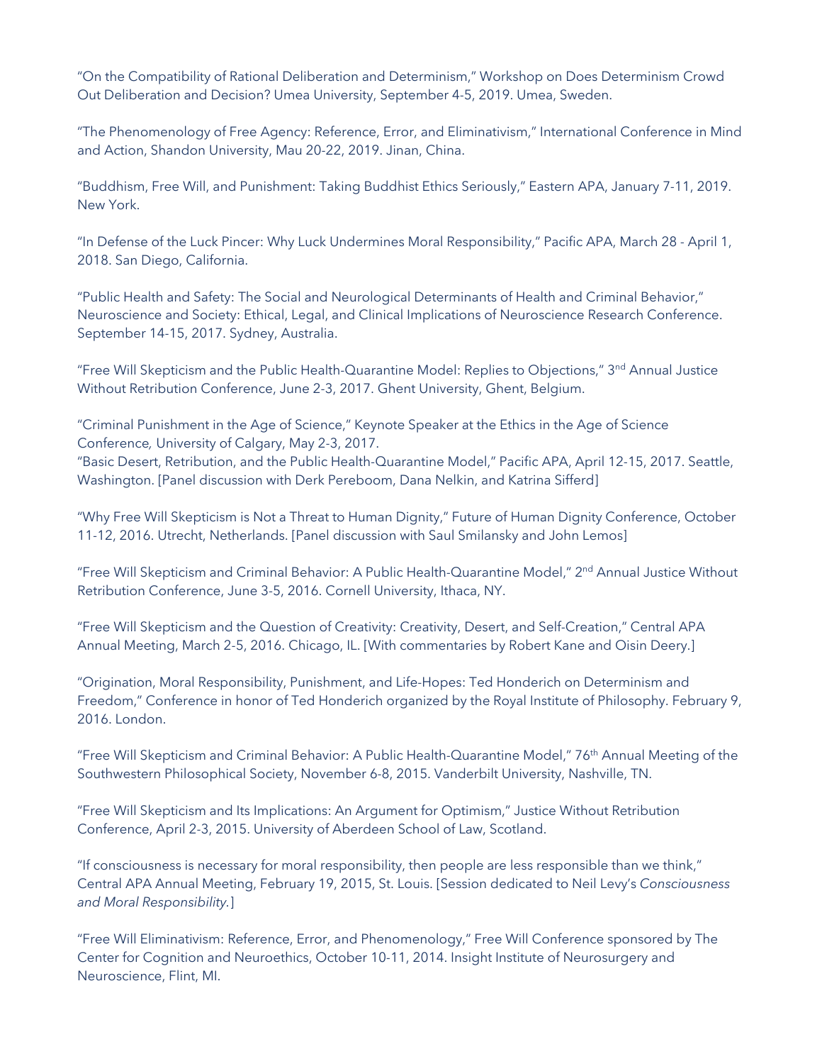"On the Compatibility of Rational Deliberation and Determinism," Workshop on Does Determinism Crowd Out Deliberation and Decision? Umea University, September 4-5, 2019. Umea, Sweden.

"The Phenomenology of Free Agency: Reference, Error, and Eliminativism," International Conference in Mind and Action, Shandon University, Mau 20-22, 2019. Jinan, China.

"Buddhism, Free Will, and Punishment: Taking Buddhist Ethics Seriously," Eastern APA, January 7-11, 2019. New York.

"In Defense of the Luck Pincer: Why Luck Undermines Moral Responsibility," Pacific APA, March 28 - April 1, 2018. San Diego, California.

"Public Health and Safety: The Social and Neurological Determinants of Health and Criminal Behavior," Neuroscience and Society: Ethical, Legal, and Clinical Implications of Neuroscience Research Conference. September 14-15, 2017. Sydney, Australia.

"Free Will Skepticism and the Public Health-Quarantine Model: Replies to Objections," 3rd Annual Justice Without Retribution Conference, June 2-3, 2017. Ghent University, Ghent, Belgium.

"Criminal Punishment in the Age of Science," Keynote Speaker at the Ethics in the Age of Science Conference*,* University of Calgary, May 2-3, 2017.
"Basic Desert, Retribution, and the Public Health-Quarantine Model," Pacific APA, April 12-15, 2017. Seattle, Washington. [Panel discussion with Derk Pereboom, Dana Nelkin, and Katrina Sifferd]

"Why Free Will Skepticism is Not a Threat to Human Dignity," Future of Human Dignity Conference, October 11-12, 2016. Utrecht, Netherlands. [Panel discussion with Saul Smilansky and John Lemos]

"Free Will Skepticism and Criminal Behavior: A Public Health-Quarantine Model," 2nd Annual Justice Without Retribution Conference, June 3-5, 2016. Cornell University, Ithaca, NY.

"Free Will Skepticism and the Question of Creativity: Creativity, Desert, and Self-Creation," Central APA Annual Meeting, March 2-5, 2016. Chicago, IL. [With commentaries by Robert Kane and Oisin Deery.]

"Origination, Moral Responsibility, Punishment, and Life-Hopes: Ted Honderich on Determinism and Freedom," Conference in honor of Ted Honderich organized by the Royal Institute of Philosophy. February 9, 2016. London.

"Free Will Skepticism and Criminal Behavior: A Public Health-Quarantine Model," 76th Annual Meeting of the Southwestern Philosophical Society, November 6-8, 2015. Vanderbilt University, Nashville, TN.

"Free Will Skepticism and Its Implications: An Argument for Optimism," Justice Without Retribution Conference, April 2-3, 2015. University of Aberdeen School of Law, Scotland.

"If consciousness is necessary for moral responsibility, then people are less responsible than we think," Central APA Annual Meeting, February 19, 2015, St. Louis. [Session dedicated to Neil Levy's *Consciousness and Moral Responsibility*.]

"Free Will Eliminativism: Reference, Error, and Phenomenology," Free Will Conference sponsored by The Center for Cognition and Neuroethics, October 10-11, 2014. Insight Institute of Neurosurgery and Neuroscience, Flint, MI.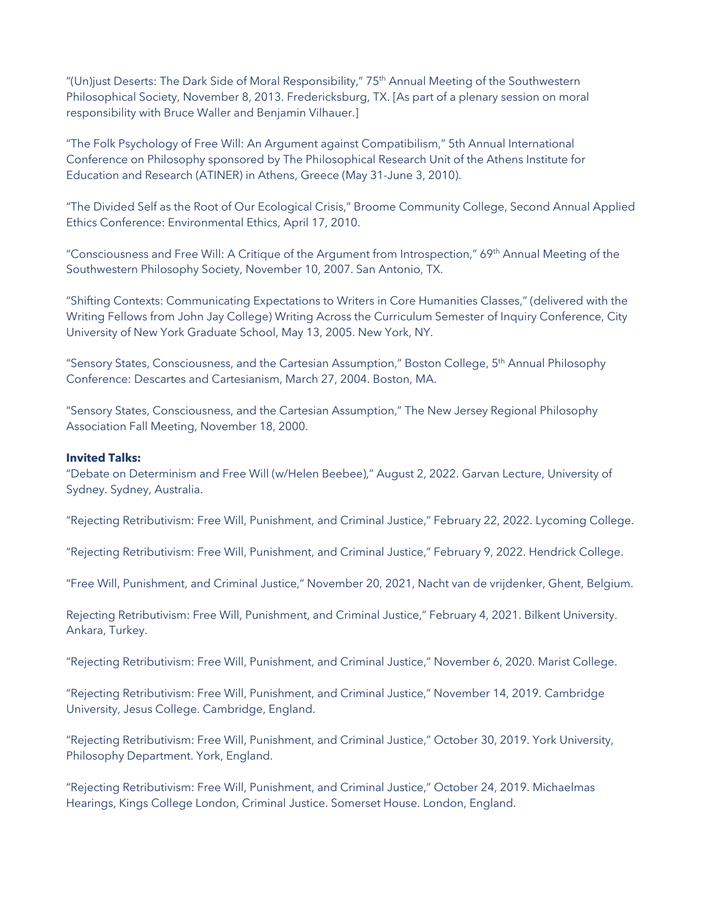"(Un)just Deserts: The Dark Side of Moral Responsibility," 75th Annual Meeting of the Southwestern Philosophical Society, November 8, 2013. Fredericksburg, TX. [As part of a plenary session on moral responsibility with Bruce Waller and Benjamin Vilhauer.]

"The Folk Psychology of Free Will: An Argument against Compatibilism," 5th Annual International Conference on Philosophy sponsored by The Philosophical Research Unit of the Athens Institute for Education and Research (ATINER) in Athens, Greece (May 31-June 3, 2010).

"The Divided Self as the Root of Our Ecological Crisis," Broome Community College, Second Annual Applied Ethics Conference: Environmental Ethics, April 17, 2010.

"Consciousness and Free Will: A Critique of the Argument from Introspection," 69th Annual Meeting of the Southwestern Philosophy Society, November 10, 2007. San Antonio, TX.

"Shifting Contexts: Communicating Expectations to Writers in Core Humanities Classes," (delivered with the Writing Fellows from John Jay College) Writing Across the Curriculum Semester of Inquiry Conference, City University of New York Graduate School, May 13, 2005. New York, NY.

"Sensory States, Consciousness, and the Cartesian Assumption," Boston College, 5th Annual Philosophy Conference: Descartes and Cartesianism, March 27, 2004. Boston, MA.

"Sensory States, Consciousness, and the Cartesian Assumption," The New Jersey Regional Philosophy Association Fall Meeting, November 18, 2000.

**Invited Talks:**

"Debate on Determinism and Free Will (w/Helen Beebee)," August 2, 2022. Garvan Lecture, University of Sydney. Sydney, Australia.

"Rejecting Retributivism: Free Will, Punishment, and Criminal Justice," February 22, 2022. Lycoming College.

"Rejecting Retributivism: Free Will, Punishment, and Criminal Justice," February 9, 2022. Hendrick College.

"Free Will, Punishment, and Criminal Justice," November 20, 2021, Nacht van de vrijdenker, Ghent, Belgium.

Rejecting Retributivism: Free Will, Punishment, and Criminal Justice," February 4, 2021. Bilkent University. Ankara, Turkey.

"Rejecting Retributivism: Free Will, Punishment, and Criminal Justice," November 6, 2020. Marist College.

"Rejecting Retributivism: Free Will, Punishment, and Criminal Justice," November 14, 2019. Cambridge University, Jesus College. Cambridge, England.

"Rejecting Retributivism: Free Will, Punishment, and Criminal Justice," October 30, 2019. York University, Philosophy Department. York, England.

"Rejecting Retributivism: Free Will, Punishment, and Criminal Justice," October 24, 2019. Michaelmas Hearings, Kings College London, Criminal Justice. Somerset House. London, England.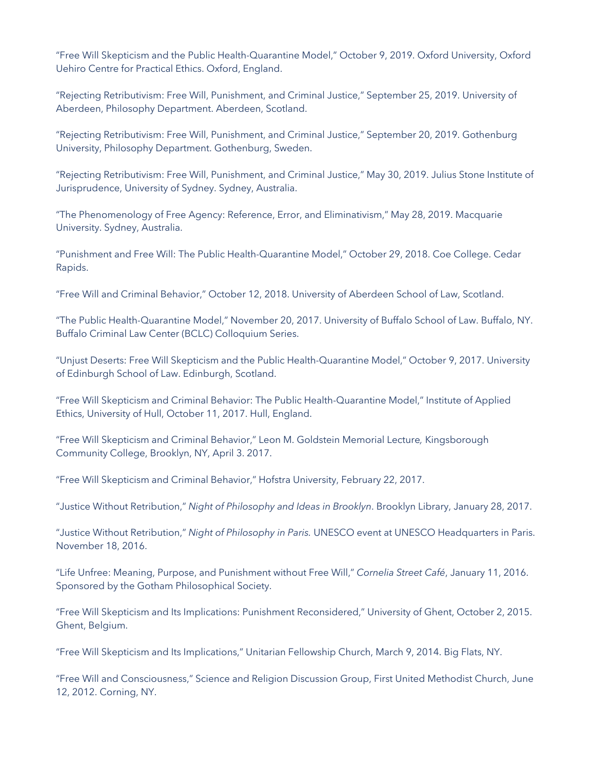"Free Will Skepticism and the Public Health-Quarantine Model," October 9, 2019. Oxford University, Oxford Uehiro Centre for Practical Ethics. Oxford, England.

"Rejecting Retributivism: Free Will, Punishment, and Criminal Justice," September 25, 2019. University of Aberdeen, Philosophy Department. Aberdeen, Scotland.

"Rejecting Retributivism: Free Will, Punishment, and Criminal Justice," September 20, 2019. Gothenburg University, Philosophy Department. Gothenburg, Sweden.

"Rejecting Retributivism: Free Will, Punishment, and Criminal Justice," May 30, 2019. Julius Stone Institute of Jurisprudence, University of Sydney. Sydney, Australia.

"The Phenomenology of Free Agency: Reference, Error, and Eliminativism," May 28, 2019. Macquarie University. Sydney, Australia.

"Punishment and Free Will: The Public Health-Quarantine Model," October 29, 2018. Coe College. Cedar Rapids.

"Free Will and Criminal Behavior," October 12, 2018. University of Aberdeen School of Law, Scotland.

"The Public Health-Quarantine Model," November 20, 2017. University of Buffalo School of Law. Buffalo, NY. Buffalo Criminal Law Center (BCLC) Colloquium Series.

"Unjust Deserts: Free Will Skepticism and the Public Health-Quarantine Model," October 9, 2017. University of Edinburgh School of Law. Edinburgh, Scotland.

"Free Will Skepticism and Criminal Behavior: The Public Health-Quarantine Model," Institute of Applied Ethics, University of Hull, October 11, 2017. Hull, England.

"Free Will Skepticism and Criminal Behavior," Leon M. Goldstein Memorial Lecture*,* Kingsborough Community College, Brooklyn, NY, April 3. 2017.

"Free Will Skepticism and Criminal Behavior," Hofstra University, February 22, 2017.

"Justice Without Retribution," *Night of Philosophy and Ideas in Brooklyn*. Brooklyn Library, January 28, 2017.

"Justice Without Retribution," *Night of Philosophy in Paris.* UNESCO event at UNESCO Headquarters in Paris. November 18, 2016.

"Life Unfree: Meaning, Purpose, and Punishment without Free Will," *Cornelia Street Café*, January 11, 2016. Sponsored by the Gotham Philosophical Society.

"Free Will Skepticism and Its Implications: Punishment Reconsidered," University of Ghent, October 2, 2015. Ghent, Belgium.

"Free Will Skepticism and Its Implications," Unitarian Fellowship Church, March 9, 2014. Big Flats, NY.

"Free Will and Consciousness," Science and Religion Discussion Group, First United Methodist Church, June 12, 2012. Corning, NY.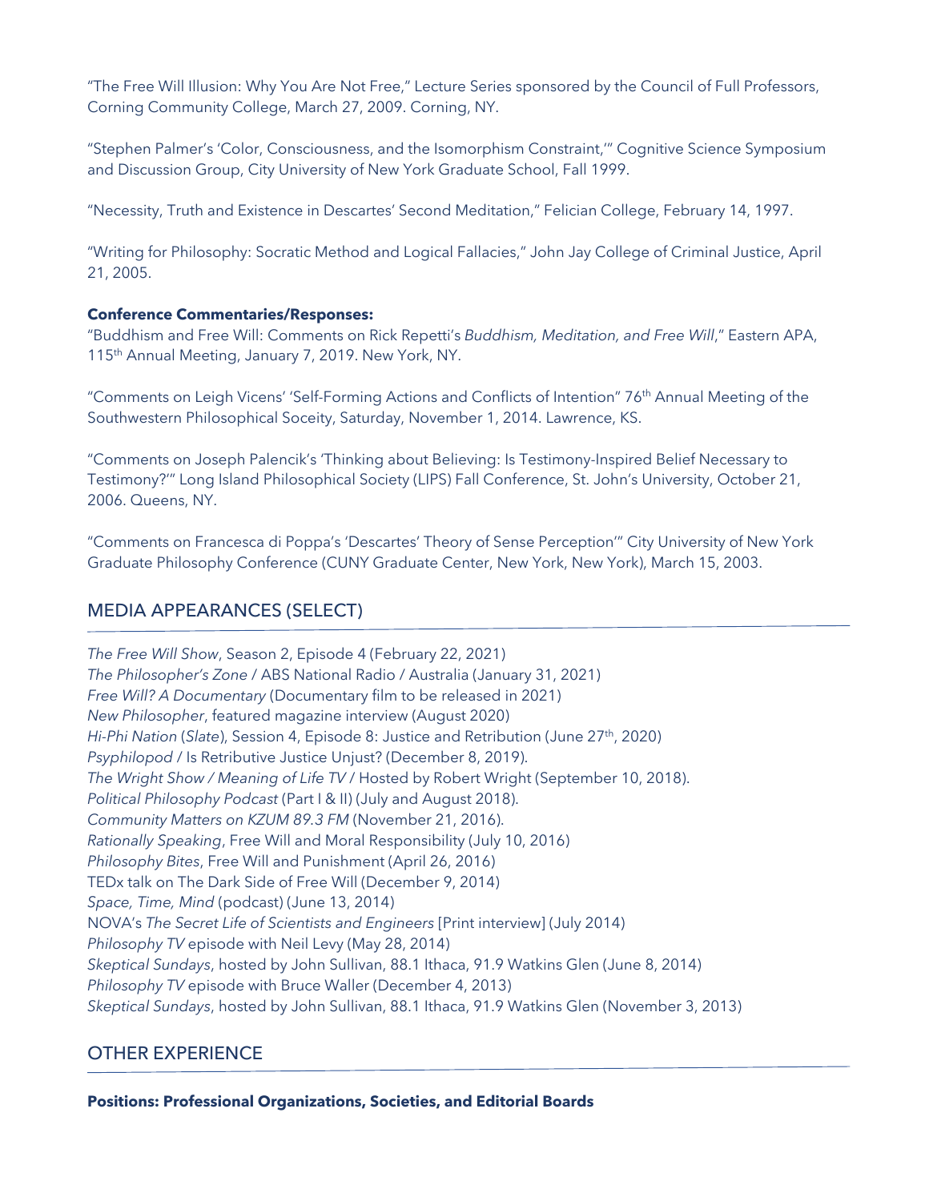"The Free Will Illusion: Why You Are Not Free," Lecture Series sponsored by the Council of Full Professors, Corning Community College, March 27, 2009. Corning, NY.

"Stephen Palmer's 'Color, Consciousness, and the Isomorphism Constraint,'" Cognitive Science Symposium and Discussion Group, City University of New York Graduate School, Fall 1999.

"Necessity, Truth and Existence in Descartes' Second Meditation," Felician College, February 14, 1997.

"Writing for Philosophy: Socratic Method and Logical Fallacies," John Jay College of Criminal Justice, April 21, 2005.

**Conference Commentaries/Responses:**

"Buddhism and Free Will: Comments on Rick Repetti's *Buddhism, Meditation, and Free Will*," Eastern APA, 115th Annual Meeting, January 7, 2019. New York, NY.

"Comments on Leigh Vicens' 'Self-Forming Actions and Conflicts of Intention" 76th Annual Meeting of the Southwestern Philosophical Soceity, Saturday, November 1, 2014. Lawrence, KS.

"Comments on Joseph Palencik's 'Thinking about Believing: Is Testimony-Inspired Belief Necessary to Testimony?'" Long Island Philosophical Society (LIPS) Fall Conference, St. John's University, October 21, 2006. Queens, NY.

"Comments on Francesca di Poppa's 'Descartes' Theory of Sense Perception'" City University of New York Graduate Philosophy Conference (CUNY Graduate Center, New York, New York), March 15, 2003.

## MEDIA APPEARANCES (SELECT)

*The Free Will Show*, Season 2, Episode 4 (February 22, 2021)
*The Philosopher's Zone* / ABS National Radio / Australia (January 31, 2021)
*Free Will? A Documentary* (Documentary film to be released in 2021)
*New Philosopher*, featured magazine interview (August 2020)
*Hi-Phi Nation* (*Slate*), Session 4, Episode 8: Justice and Retribution (June 27th, 2020)
*Psyphilopod* / Is Retributive Justice Unjust? (December 8, 2019).
*The Wright Show / Meaning of Life TV* / Hosted by Robert Wright (September 10, 2018).
*Political Philosophy Podcast* (Part I & II) (July and August 2018).
*Community Matters on KZUM 89.3 FM* (November 21, 2016).
*Rationally Speaking*, Free Will and Moral Responsibility (July 10, 2016)
*Philosophy Bites*, Free Will and Punishment (April 26, 2016)
TEDx talk on The Dark Side of Free Will (December 9, 2014)
*Space, Time, Mind* (podcast) (June 13, 2014)
NOVA's *The Secret Life of Scientists and Engineers* [Print interview] (July 2014)
*Philosophy TV* episode with Neil Levy (May 28, 2014)
*Skeptical Sundays*, hosted by John Sullivan, 88.1 Ithaca, 91.9 Watkins Glen (June 8, 2014)
*Philosophy TV* episode with Bruce Waller (December 4, 2013)
*Skeptical Sundays*, hosted by John Sullivan, 88.1 Ithaca, 91.9 Watkins Glen (November 3, 2013)

## OTHER EXPERIENCE

**Positions: Professional Organizations, Societies, and Editorial Boards**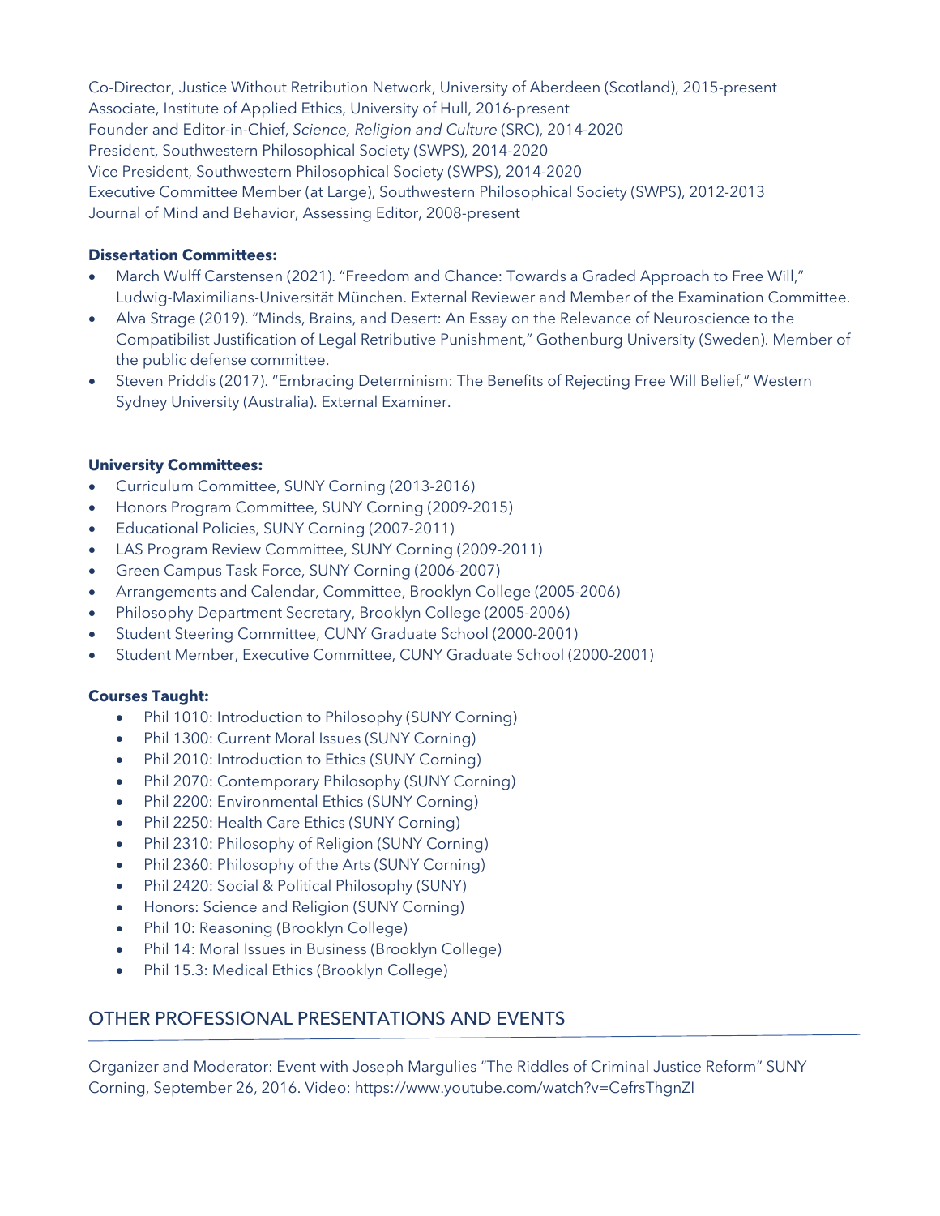Co-Director, Justice Without Retribution Network, University of Aberdeen (Scotland), 2015-present
Associate, Institute of Applied Ethics, University of Hull, 2016-present
Founder and Editor-in-Chief, *Science, Religion and Culture* (SRC), 2014-2020
President, Southwestern Philosophical Society (SWPS), 2014-2020
Vice President, Southwestern Philosophical Society (SWPS), 2014-2020
Executive Committee Member (at Large), Southwestern Philosophical Society (SWPS), 2012-2013
Journal of Mind and Behavior, Assessing Editor, 2008-present

**Dissertation Committees:**

- March Wulff Carstensen (2021). "Freedom and Chance: Towards a Graded Approach to Free Will," Ludwig-Maximilians-Universität München. External Reviewer and Member of the Examination Committee.
- Alva Strage (2019). "Minds, Brains, and Desert: An Essay on the Relevance of Neuroscience to the Compatibilist Justification of Legal Retributive Punishment," Gothenburg University (Sweden). Member of the public defense committee.
- Steven Priddis (2017). "Embracing Determinism: The Benefits of Rejecting Free Will Belief," Western Sydney University (Australia). External Examiner.

**University Committees:**

- Curriculum Committee, SUNY Corning (2013-2016)
- Honors Program Committee, SUNY Corning (2009-2015)
- Educational Policies, SUNY Corning (2007-2011)
- LAS Program Review Committee, SUNY Corning (2009-2011)
- Green Campus Task Force, SUNY Corning (2006-2007)
- Arrangements and Calendar, Committee, Brooklyn College (2005-2006)
- Philosophy Department Secretary, Brooklyn College (2005-2006)
- Student Steering Committee, CUNY Graduate School (2000-2001)
- Student Member, Executive Committee, CUNY Graduate School (2000-2001)

**Courses Taught:**

- Phil 1010: Introduction to Philosophy (SUNY Corning)
- Phil 1300: Current Moral Issues (SUNY Corning)
- Phil 2010: Introduction to Ethics (SUNY Corning)
- Phil 2070: Contemporary Philosophy (SUNY Corning)
- Phil 2200: Environmental Ethics (SUNY Corning)
- Phil 2250: Health Care Ethics (SUNY Corning)
- Phil 2310: Philosophy of Religion (SUNY Corning)
- Phil 2360: Philosophy of the Arts (SUNY Corning)
- Phil 2420: Social & Political Philosophy (SUNY)
- Honors: Science and Religion (SUNY Corning)
- Phil 10: Reasoning (Brooklyn College)
- Phil 14: Moral Issues in Business (Brooklyn College)
- Phil 15.3: Medical Ethics (Brooklyn College)

## OTHER PROFESSIONAL PRESENTATIONS AND EVENTS

Organizer and Moderator: Event with Joseph Margulies "The Riddles of Criminal Justice Reform" SUNY Corning, September 26, 2016. Video: https://www.youtube.com/watch?v=CefrsThgnZI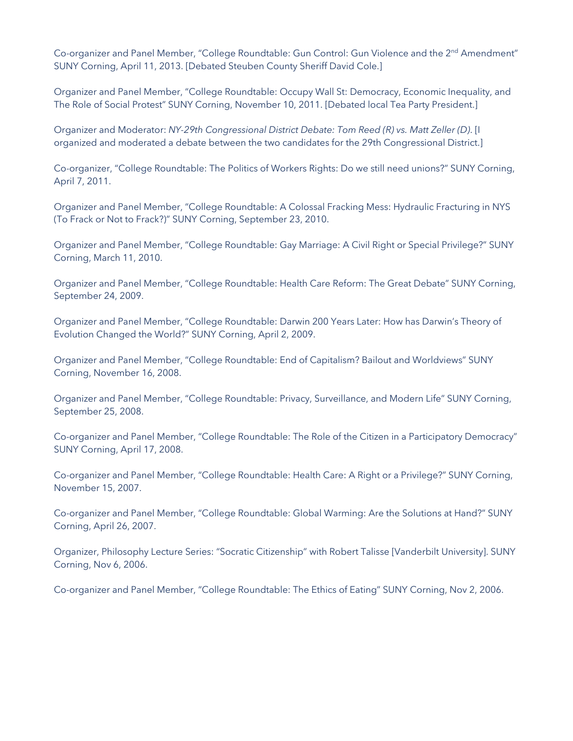Co-organizer and Panel Member, "College Roundtable: Gun Control: Gun Violence and the 2nd Amendment" SUNY Corning, April 11, 2013. [Debated Steuben County Sheriff David Cole.]

Organizer and Panel Member, "College Roundtable: Occupy Wall St: Democracy, Economic Inequality, and The Role of Social Protest" SUNY Corning, November 10, 2011. [Debated local Tea Party President.]

Organizer and Moderator: *NY-29th Congressional District Debate: Tom Reed (R) vs. Matt Zeller (D).* [I organized and moderated a debate between the two candidates for the 29th Congressional District.]

Co-organizer, "College Roundtable: The Politics of Workers Rights: Do we still need unions?" SUNY Corning, April 7, 2011.

Organizer and Panel Member, "College Roundtable: A Colossal Fracking Mess: Hydraulic Fracturing in NYS (To Frack or Not to Frack?)" SUNY Corning, September 23, 2010.

Organizer and Panel Member, "College Roundtable: Gay Marriage: A Civil Right or Special Privilege?" SUNY Corning, March 11, 2010.

Organizer and Panel Member, "College Roundtable: Health Care Reform: The Great Debate" SUNY Corning, September 24, 2009.

Organizer and Panel Member, "College Roundtable: Darwin 200 Years Later: How has Darwin's Theory of Evolution Changed the World?" SUNY Corning, April 2, 2009.

Organizer and Panel Member, "College Roundtable: End of Capitalism? Bailout and Worldviews" SUNY Corning, November 16, 2008.

Organizer and Panel Member, "College Roundtable: Privacy, Surveillance, and Modern Life" SUNY Corning, September 25, 2008.

Co-organizer and Panel Member, "College Roundtable: The Role of the Citizen in a Participatory Democracy" SUNY Corning, April 17, 2008.

Co-organizer and Panel Member, "College Roundtable: Health Care: A Right or a Privilege?" SUNY Corning, November 15, 2007.

Co-organizer and Panel Member, "College Roundtable: Global Warming: Are the Solutions at Hand?" SUNY Corning, April 26, 2007.

Organizer, Philosophy Lecture Series: "Socratic Citizenship" with Robert Talisse [Vanderbilt University]. SUNY Corning, Nov 6, 2006.

Co-organizer and Panel Member, "College Roundtable: The Ethics of Eating" SUNY Corning, Nov 2, 2006.